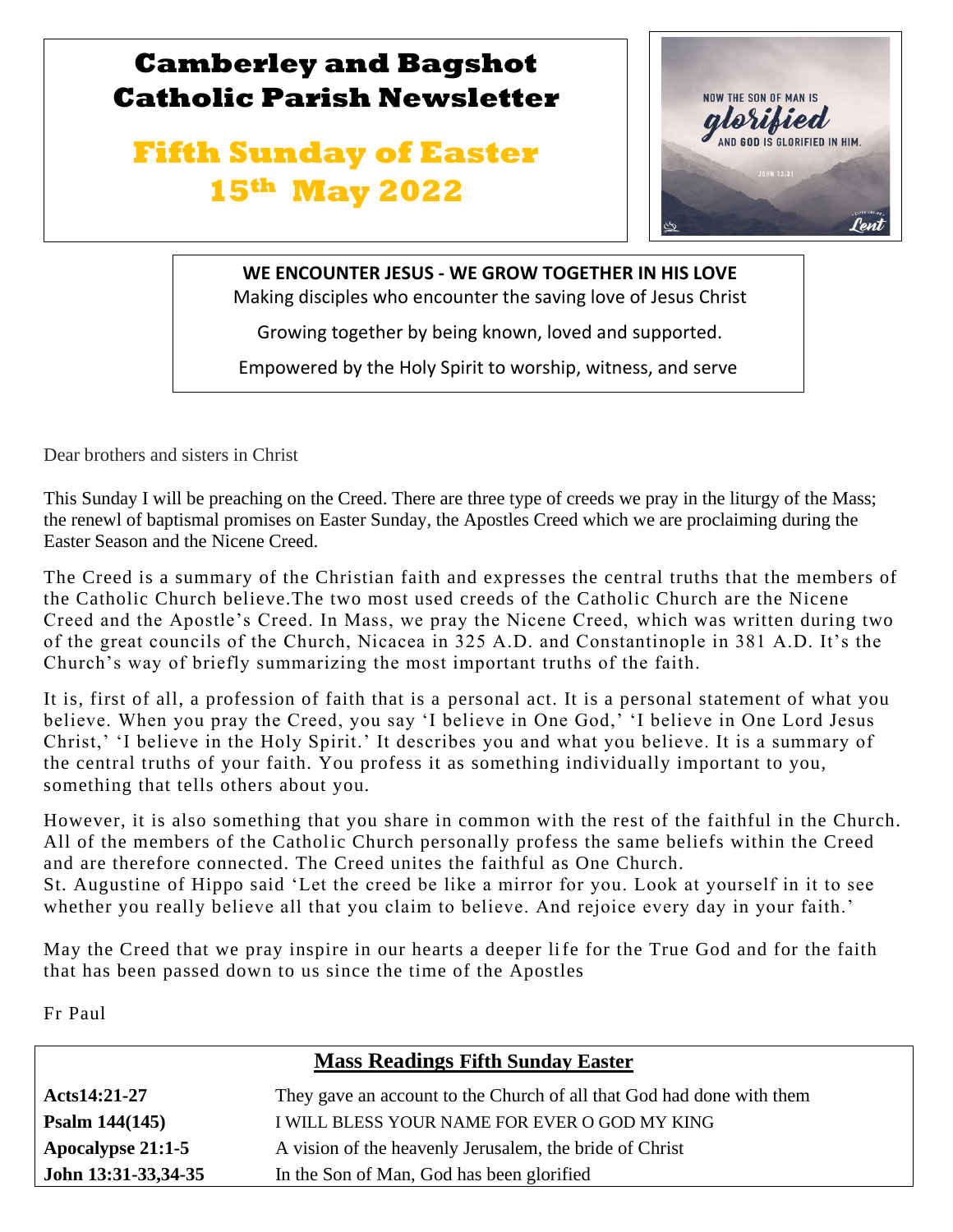# Camberley and Bagshot Catholic Parish Newsletter

## Fifth Sunday of Easter
## 15th May 2022

**WE ENCOUNTER JESUS - WE GROW TOGETHER IN HIS LOVE**

Making disciples who encounter the saving love of Jesus Christ

Growing together by being known, loved and supported.

Empowered by the Holy Spirit to worship, witness, and serve

Dear brothers and sisters in Christ

This Sunday I will be preaching on the Creed. There are three type of creeds we pray in the liturgy of the Mass; the renewl of baptismal promises on Easter Sunday, the Apostles Creed which we are proclaiming during the Easter Season and the Nicene Creed.

The Creed is a summary of the Christian faith and expresses the central truths that the members of the Catholic Church believe.The two most used creeds of the Catholic Church are the Nicene Creed and the Apostle's Creed. In Mass, we pray the Nicene Creed, which was written during two of the great councils of the Church, Nicacea in 325 A.D. and Constantinople in 381 A.D. It's the Church's way of briefly summarizing the most important truths of the faith.

It is, first of all, a profession of faith that is a personal act. It is a personal statement of what you believe. When you pray the Creed, you say 'I believe in One God,' 'I believe in One Lord Jesus Christ,' 'I believe in the Holy Spirit.' It describes you and what you believe. It is a summary of the central truths of your faith. You profess it as something individually important to you, something that tells others about you.

However, it is also something that you share in common with the rest of the faithful in the Church. All of the members of the Catholic Church personally profess the same beliefs within the Creed and are therefore connected. The Creed unites the faithful as One Church.
St. Augustine of Hippo said 'Let the creed be like a mirror for you. Look at yourself in it to see whether you really believe all that you claim to believe. And rejoice every day in your faith.'

May the Creed that we pray inspire in our hearts a deeper life for the True God and for the faith that has been passed down to us since the time of the Apostles

Fr Paul

## Mass Readings Fifth Sunday Easter

| | |
|---|---|
| **Acts14:21-27** | They gave an account to the Church of all that God had done with them |
| **Psalm 144(145)** | I WILL BLESS YOUR NAME FOR EVER O GOD MY KING |
| **Apocalypse 21:1-5** | A vision of the heavenly Jerusalem, the bride of Christ |
| **John 13:31-33,34-35** | In the Son of Man, God has been glorified |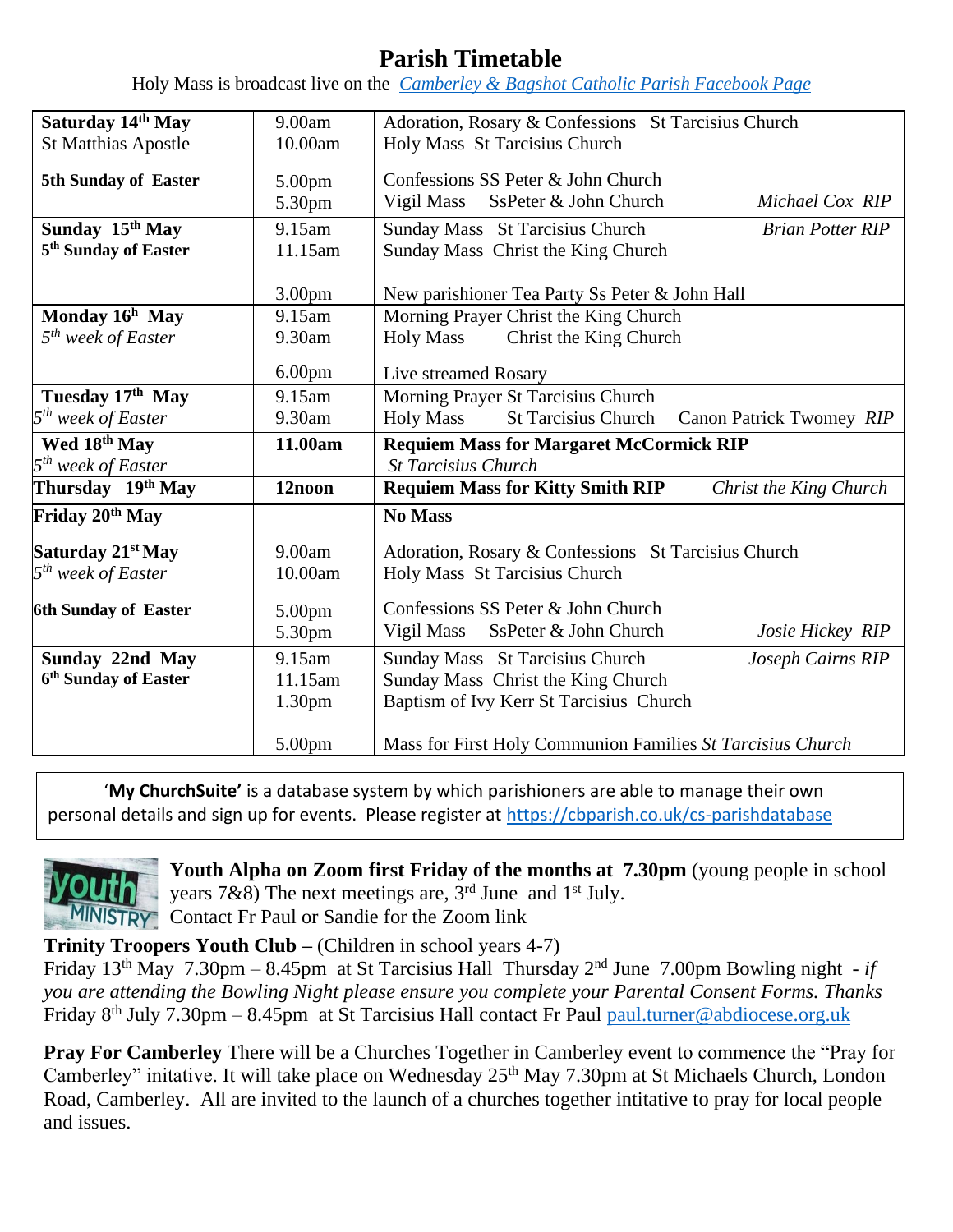# Parish Timetable

Holy Mass is broadcast live on the *Camberley & Bagshot Catholic Parish Facebook Page*

| Date | Time | Event |
| --- | --- | --- |
| **Saturday 14th May**<br>St Matthias Apostle<br><br>**5th Sunday of Easter** | 9.00am<br>10.00am<br><br>5.00pm<br>5.30pm | Adoration, Rosary & Confessions St Tarcisius Church<br>Holy Mass St Tarcisius Church<br><br>Confessions SS Peter & John Church<br>Vigil Mass SsPeter & John Church *Michael Cox RIP* |
| **Sunday 15th May**<br>**5th Sunday of Easter** | 9.15am<br>11.15am<br><br>3.00pm | Sunday Mass St Tarcisius Church *Brian Potter RIP*<br>Sunday Mass Christ the King Church<br><br>New parishioner Tea Party Ss Peter & John Hall |
| **Monday 16h May**<br>*5th week of Easter* | 9.15am<br>9.30am<br><br>6.00pm | Morning Prayer Christ the King Church<br>Holy Mass Christ the King Church<br><br>Live streamed Rosary |
| **Tuesday 17th May**<br>*5th week of Easter* | 9.15am<br>9.30am | Morning Prayer St Tarcisius Church<br>Holy Mass St Tarcisius Church Canon Patrick Twomey *RIP* |
| **Wed 18th May**<br>*5th week of Easter* | **11.00am** | **Requiem Mass for Margaret McCormick RIP**<br>*St Tarcisius Church* |
| **Thursday 19th May** | **12noon** | **Requiem Mass for Kitty Smith RIP** *Christ the King Church* |
| **Friday 20th May** | | **No Mass** |
| **Saturday 21st May**<br>*5th week of Easter*<br><br>**6th Sunday of Easter** | 9.00am<br>10.00am<br><br>5.00pm<br>5.30pm | Adoration, Rosary & Confessions St Tarcisius Church<br>Holy Mass St Tarcisius Church<br><br>Confessions SS Peter & John Church<br>Vigil Mass SsPeter & John Church *Josie Hickey RIP* |
| **Sunday 22nd May**<br>**6th Sunday of Easter** | 9.15am<br>11.15am<br>1.30pm<br><br>5.00pm | Sunday Mass St Tarcisius Church *Joseph Cairns RIP*<br>Sunday Mass Christ the King Church<br>Baptism of Ivy Kerr St Tarcisius Church<br><br>Mass for First Holy Communion Families *St Tarcisius Church* |

'**My ChurchSuite'** is a database system by which parishioners are able to manage their own personal details and sign up for events. Please register at https://cbparish.co.uk/cs-parishdatabase

**Youth Alpha on Zoom first Friday of the months at 7.30pm** (young people in school years 7&8) The next meetings are, 3rd June and 1st July. Contact Fr Paul or Sandie for the Zoom link

**Trinity Troopers Youth Club –** (Children in school years 4-7)
Friday 13th May 7.30pm – 8.45pm at St Tarcisius Hall Thursday 2nd June 7.00pm Bowling night - *if you are attending the Bowling Night please ensure you complete your Parental Consent Forms. Thanks*
Friday 8th July 7.30pm – 8.45pm at St Tarcisius Hall contact Fr Paul paul.turner@abdiocese.org.uk

**Pray For Camberley** There will be a Churches Together in Camberley event to commence the "Pray for Camberley" initative. It will take place on Wednesday 25th May 7.30pm at St Michaels Church, London Road, Camberley. All are invited to the launch of a churches together intitative to pray for local people and issues.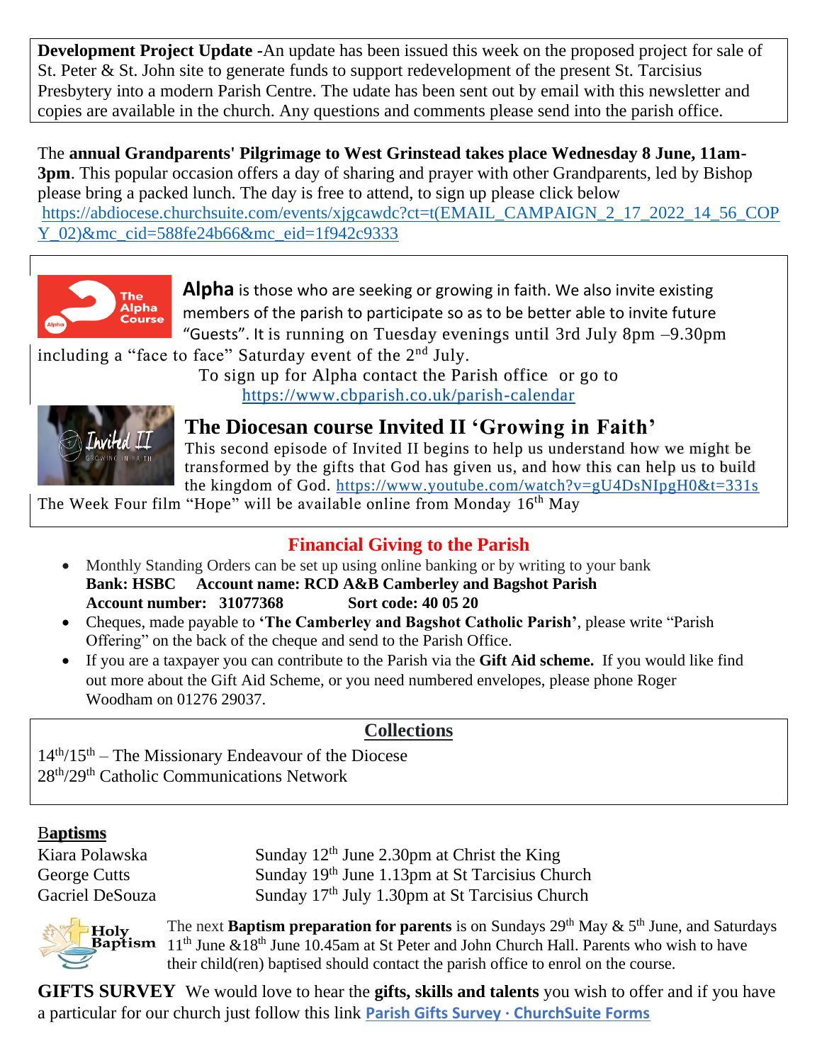**Development Project Update** -An update has been issued this week on the proposed project for sale of St. Peter & St. John site to generate funds to support redevelopment of the present St. Tarcisius Presbytery into a modern Parish Centre. The udate has been sent out by email with this newsletter and copies are available in the church. Any questions and comments please send into the parish office.

The **annual Grandparents' Pilgrimage to West Grinstead takes place Wednesday 8 June, 11am-3pm**. This popular occasion offers a day of sharing and prayer with other Grandparents, led by Bishop please bring a packed lunch. The day is free to attend, to sign up please click below https://abdiocese.churchsuite.com/events/xjgcawdc?ct=t(EMAIL_CAMPAIGN_2_17_2022_14_56_COPY_02)&mc_cid=588fe24b66&mc_eid=1f942c9333

**Alpha** is those who are seeking or growing in faith. We also invite existing members of the parish to participate so as to be better able to invite future "Guests". It is running on Tuesday evenings until 3rd July 8pm –9.30pm including a "face to face" Saturday event of the 2nd July.

To sign up for Alpha contact the Parish office or go to https://www.cbparish.co.uk/parish-calendar

## The Diocesan course Invited II 'Growing in Faith'

This second episode of Invited II begins to help us understand how we might be transformed by the gifts that God has given us, and how this can help us to build the kingdom of God. https://www.youtube.com/watch?v=gU4DsNIpgH0&t=331s

The Week Four film "Hope" will be available online from Monday 16th May

## Financial Giving to the Parish

- Monthly Standing Orders can be set up using online banking or by writing to your bank
  **Bank: HSBC Account name: RCD A&B Camberley and Bagshot Parish**
  **Account number: 31077368 Sort code: 40 05 20**
- Cheques, made payable to **'The Camberley and Bagshot Catholic Parish'**, please write "Parish Offering" on the back of the cheque and send to the Parish Office.
- If you are a taxpayer you can contribute to the Parish via the **Gift Aid scheme.** If you would like find out more about the Gift Aid Scheme, or you need numbered envelopes, please phone Roger Woodham on 01276 29037.

## Collections

14th/15th – The Missionary Endeavour of the Diocese
28th/29th Catholic Communications Network

**Baptisms**

| | |
|---|---|
| Kiara Polawska | Sunday 12th June 2.30pm at Christ the King |
| George Cutts | Sunday 19th June 1.13pm at St Tarcisius Church |
| Gacriel DeSouza | Sunday 17th July 1.30pm at St Tarcisius Church |

The next **Baptism preparation for parents** is on Sundays 29th May & 5th June, and Saturdays 11th June &18th June 10.45am at St Peter and John Church Hall. Parents who wish to have their child(ren) baptised should contact the parish office to enrol on the course.

**GIFTS SURVEY** We would love to hear the **gifts, skills and talents** you wish to offer and if you have a particular for our church just follow this link **Parish Gifts Survey · ChurchSuite Forms**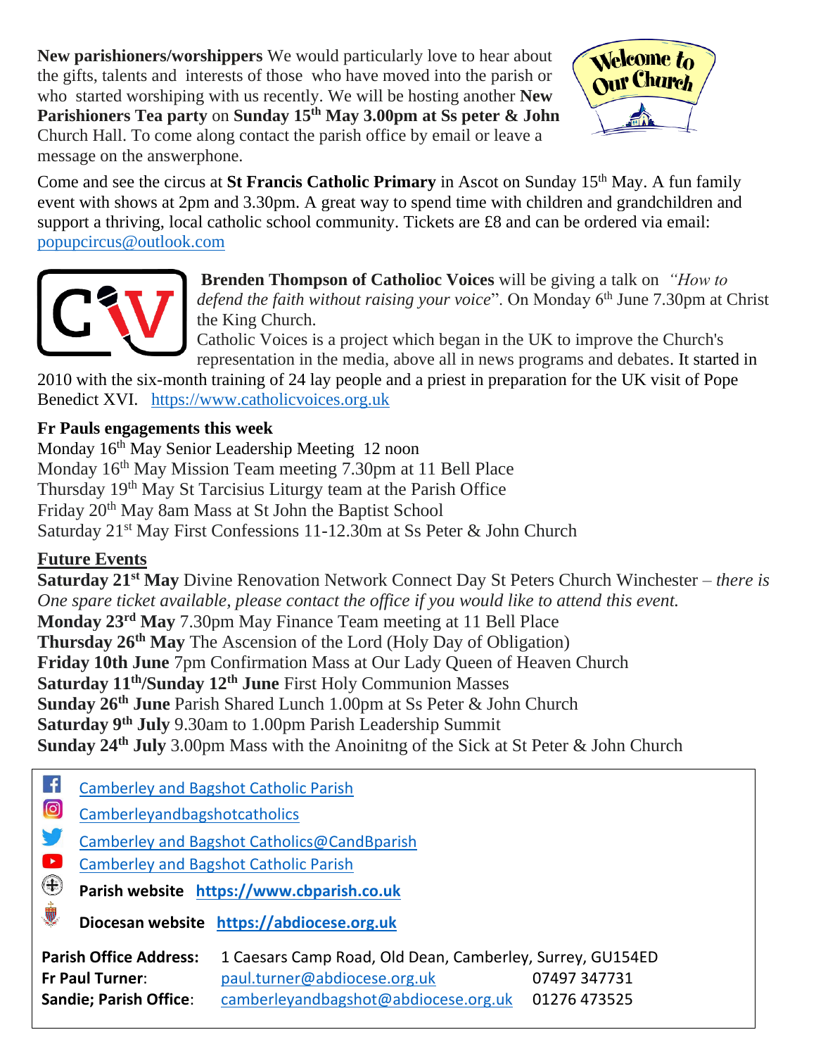**New parishioners/worshippers** We would particularly love to hear about the gifts, talents and interests of those who have moved into the parish or who started worshiping with us recently. We will be hosting another **New Parishioners Tea party** on **Sunday 15th May 3.00pm at Ss peter & John** Church Hall. To come along contact the parish office by email or leave a message on the answerphone.

Come and see the circus at **St Francis Catholic Primary** in Ascot on Sunday 15th May. A fun family event with shows at 2pm and 3.30pm. A great way to spend time with children and grandchildren and support a thriving, local catholic school community. Tickets are £8 and can be ordered via email: popupcircus@outlook.com

**Brenden Thompson of Catholioc Voices** will be giving a talk on *"How to defend the faith without raising your voice*". On Monday 6th June 7.30pm at Christ the King Church.
Catholic Voices is a project which began in the UK to improve the Church's representation in the media, above all in news programs and debates. It started in 2010 with the six-month training of 24 lay people and a priest in preparation for the UK visit of Pope Benedict XVI. https://www.catholicvoices.org.uk

**Fr Pauls engagements this week**

Monday 16th May Senior Leadership Meeting 12 noon
Monday 16th May Mission Team meeting 7.30pm at 11 Bell Place
Thursday 19th May St Tarcisius Liturgy team at the Parish Office
Friday 20th May 8am Mass at St John the Baptist School
Saturday 21st May First Confessions 11-12.30m at Ss Peter & John Church

**Future Events**

**Saturday 21st May** Divine Renovation Network Connect Day St Peters Church Winchester – *there is One spare ticket available, please contact the office if you would like to attend this event.*
**Monday 23rd May** 7.30pm May Finance Team meeting at 11 Bell Place
**Thursday 26th May** The Ascension of the Lord (Holy Day of Obligation)
**Friday 10th June** 7pm Confirmation Mass at Our Lady Queen of Heaven Church
**Saturday 11th/Sunday 12th June** First Holy Communion Masses
**Sunday 26th June** Parish Shared Lunch 1.00pm at Ss Peter & John Church
**Saturday 9th July** 9.30am to 1.00pm Parish Leadership Summit
**Sunday 24th July** 3.00pm Mass with the Anoinitng of the Sick at St Peter & John Church

Camberley and Bagshot Catholic Parish
Camberleyandbagshotcatholics
Camberley and Bagshot Catholics@CandBparish
Camberley and Bagshot Catholic Parish
**Parish website** **https://www.cbparish.co.uk**
**Diocesan website** **https://abdiocese.org.uk**

| | | |
|---|---|---|
| **Parish Office Address:** | 1 Caesars Camp Road, Old Dean, Camberley, Surrey, GU154ED | |
| **Fr Paul Turner**: | paul.turner@abdiocese.org.uk | 07497 347731 |
| **Sandie; Parish Office**: | camberleyandbagshot@abdiocese.org.uk | 01276 473525 |